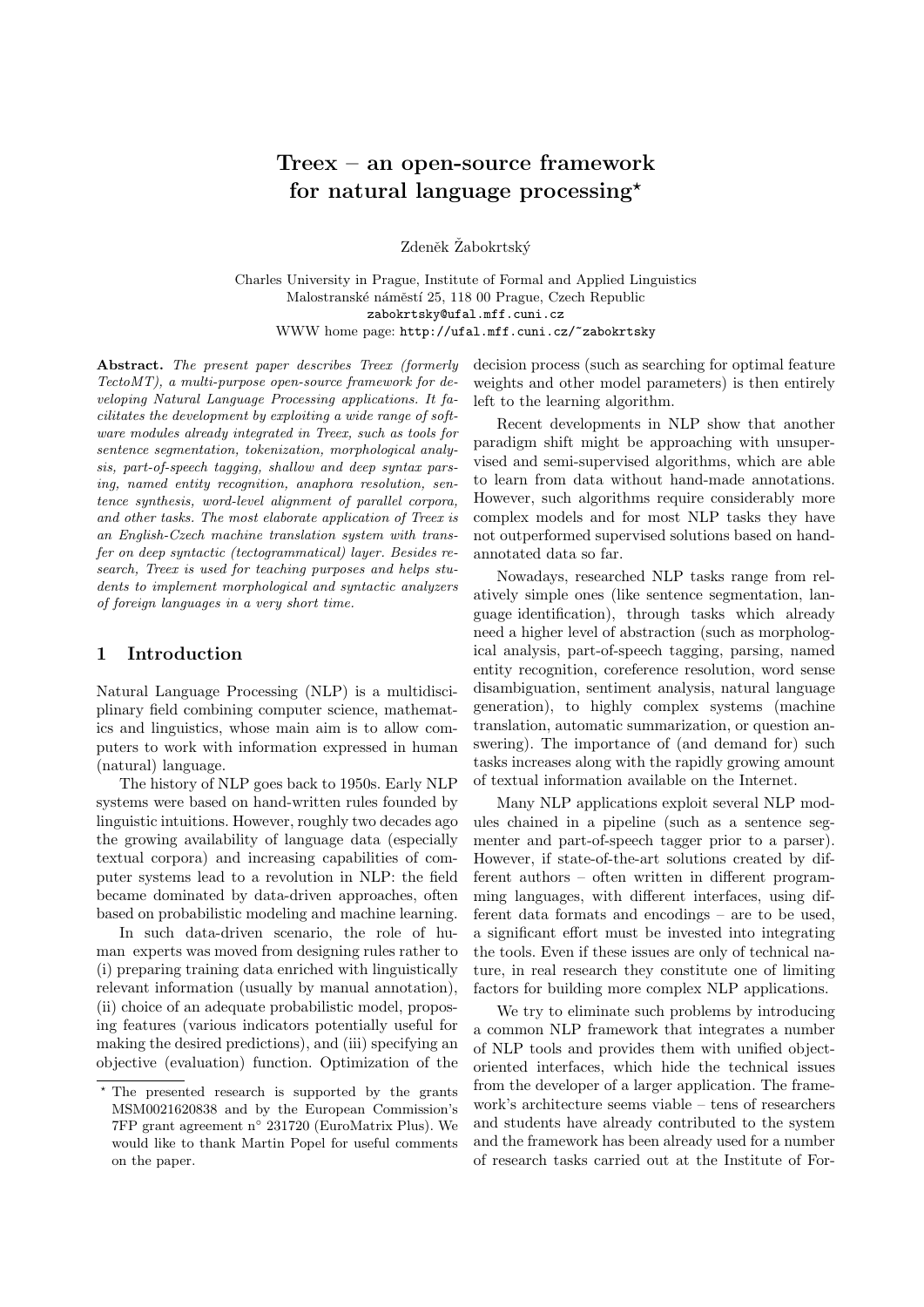# Treex – an open-source framework for natural language processing*

Zdeněk Žabokrtský

Charles University in Prague, Institute of Formal and Applied Linguistics
Malostranské náměstí 25, 118 00 Prague, Czech Republic
zabokrtsky@ufal.mff.cuni.cz
WWW home page: http://ufal.mff.cuni.cz/~zabokrtsky

**Abstract.** *The present paper describes Treex (formerly TectoMT), a multi-purpose open-source framework for developing Natural Language Processing applications. It facilitates the development by exploiting a wide range of software modules already integrated in Treex, such as tools for sentence segmentation, tokenization, morphological analysis, part-of-speech tagging, shallow and deep syntax parsing, named entity recognition, anaphora resolution, sentence synthesis, word-level alignment of parallel corpora, and other tasks. The most elaborate application of Treex is an English-Czech machine translation system with transfer on deep syntactic (tectogrammatical) layer. Besides research, Treex is used for teaching purposes and helps students to implement morphological and syntactic analyzers of foreign languages in a very short time.*

## 1 Introduction

Natural Language Processing (NLP) is a multidisciplinary field combining computer science, mathematics and linguistics, whose main aim is to allow computers to work with information expressed in human (natural) language.

The history of NLP goes back to 1950s. Early NLP systems were based on hand-written rules founded by linguistic intuitions. However, roughly two decades ago the growing availability of language data (especially textual corpora) and increasing capabilities of computer systems lead to a revolution in NLP: the field became dominated by data-driven approaches, often based on probabilistic modeling and machine learning.

In such data-driven scenario, the role of human experts was moved from designing rules rather to (i) preparing training data enriched with linguistically relevant information (usually by manual annotation), (ii) choice of an adequate probabilistic model, proposing features (various indicators potentially useful for making the desired predictions), and (iii) specifying an objective (evaluation) function. Optimization of the decision process (such as searching for optimal feature weights and other model parameters) is then entirely left to the learning algorithm.

Recent developments in NLP show that another paradigm shift might be approaching with unsupervised and semi-supervised algorithms, which are able to learn from data without hand-made annotations. However, such algorithms require considerably more complex models and for most NLP tasks they have not outperformed supervised solutions based on hand-annotated data so far.

Nowadays, researched NLP tasks range from relatively simple ones (like sentence segmentation, language identification), through tasks which already need a higher level of abstraction (such as morphological analysis, part-of-speech tagging, parsing, named entity recognition, coreference resolution, word sense disambiguation, sentiment analysis, natural language generation), to highly complex systems (machine translation, automatic summarization, or question answering). The importance of (and demand for) such tasks increases along with the rapidly growing amount of textual information available on the Internet.

Many NLP applications exploit several NLP modules chained in a pipeline (such as a sentence segmenter and part-of-speech tagger prior to a parser). However, if state-of-the-art solutions created by different authors – often written in different programming languages, with different interfaces, using different data formats and encodings – are to be used, a significant effort must be invested into integrating the tools. Even if these issues are only of technical nature, in real research they constitute one of limiting factors for building more complex NLP applications.

We try to eliminate such problems by introducing a common NLP framework that integrates a number of NLP tools and provides them with unified object-oriented interfaces, which hide the technical issues from the developer of a larger application. The framework's architecture seems viable – tens of researchers and students have already contributed to the system and the framework has been already used for a number of research tasks carried out at the Institute of For-

---

* The presented research is supported by the grants MSM0021620838 and by the European Commission's 7FP grant agreement n° 231720 (EuroMatrix Plus). We would like to thank Martin Popel for useful comments on the paper.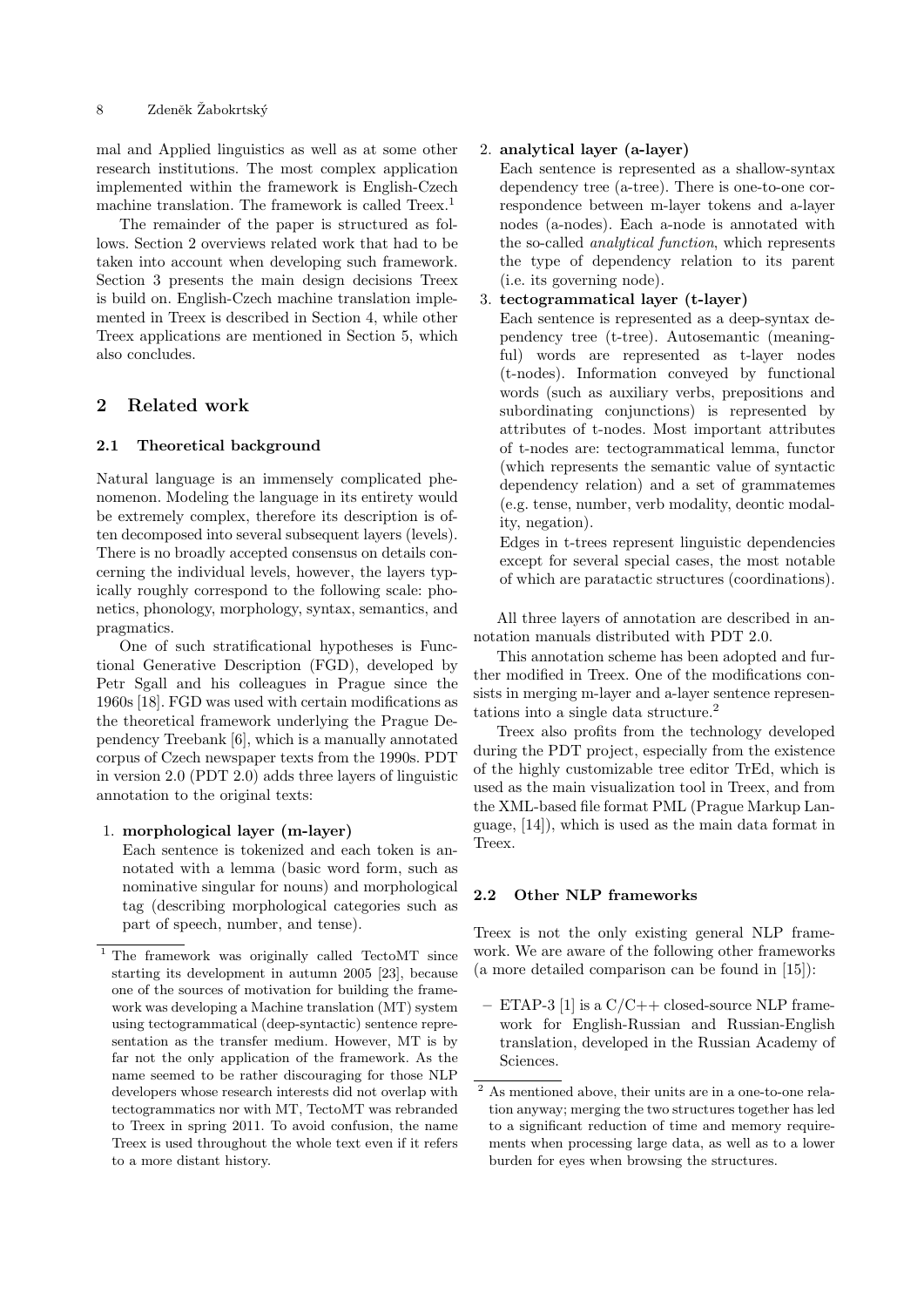mal and Applied linguistics as well as at some other research institutions. The most complex application implemented within the framework is English-Czech machine translation. The framework is called Treex.[1]

The remainder of the paper is structured as follows. Section 2 overviews related work that had to be taken into account when developing such framework. Section 3 presents the main design decisions Treex is build on. English-Czech machine translation implemented in Treex is described in Section 4, while other Treex applications are mentioned in Section 5, which also concludes.

## 2 Related work

### 2.1 Theoretical background

Natural language is an immensely complicated phenomenon. Modeling the language in its entirety would be extremely complex, therefore its description is often decomposed into several subsequent layers (levels). There is no broadly accepted consensus on details concerning the individual levels, however, the layers typically roughly correspond to the following scale: phonetics, phonology, morphology, syntax, semantics, and pragmatics.

One of such stratificational hypotheses is Functional Generative Description (FGD), developed by Petr Sgall and his colleagues in Prague since the 1960s [18]. FGD was used with certain modifications as the theoretical framework underlying the Prague Dependency Treebank [6], which is a manually annotated corpus of Czech newspaper texts from the 1990s. PDT in version 2.0 (PDT 2.0) adds three layers of linguistic annotation to the original texts:

1. **morphological layer (m-layer)**
   Each sentence is tokenized and each token is annotated with a lemma (basic word form, such as nominative singular for nouns) and morphological tag (describing morphological categories such as part of speech, number, and tense).
2. **analytical layer (a-layer)**
   Each sentence is represented as a shallow-syntax dependency tree (a-tree). There is one-to-one correspondence between m-layer tokens and a-layer nodes (a-nodes). Each a-node is annotated with the so-called *analytical function*, which represents the type of dependency relation to its parent (i.e. its governing node).
3. **tectogrammatical layer (t-layer)**
   Each sentence is represented as a deep-syntax dependency tree (t-tree). Autosemantic (meaningful) words are represented as t-layer nodes (t-nodes). Information conveyed by functional words (such as auxiliary verbs, prepositions and subordinating conjunctions) is represented by attributes of t-nodes. Most important attributes of t-nodes are: tectogrammatical lemma, functor (which represents the semantic value of syntactic dependency relation) and a set of grammatemes (e.g. tense, number, verb modality, deontic modality, negation).
   Edges in t-trees represent linguistic dependencies except for several special cases, the most notable of which are paratactic structures (coordinations).

All three layers of annotation are described in annotation manuals distributed with PDT 2.0.

This annotation scheme has been adopted and further modified in Treex. One of the modifications consists in merging m-layer and a-layer sentence representations into a single data structure.[2]

Treex also profits from the technology developed during the PDT project, especially from the existence of the highly customizable tree editor TrEd, which is used as the main visualization tool in Treex, and from the XML-based file format PML (Prague Markup Language, [14]), which is used as the main data format in Treex.

### 2.2 Other NLP frameworks

Treex is not the only existing general NLP framework. We are aware of the following other frameworks (a more detailed comparison can be found in [15]):

– ETAP-3 [1] is a C/C++ closed-source NLP framework for English-Russian and Russian-English translation, developed in the Russian Academy of Sciences.

---

[1] The framework was originally called TectoMT since starting its development in autumn 2005 [23], because one of the sources of motivation for building the framework was developing a Machine translation (MT) system using tectogrammatical (deep-syntactic) sentence representation as the transfer medium. However, MT is by far not the only application of the framework. As the name seemed to be rather discouraging for those NLP developers whose research interests did not overlap with tectogrammatics nor with MT, TectoMT was rebranded to Treex in spring 2011. To avoid confusion, the name Treex is used throughout the whole text even if it refers to a more distant history.

[2] As mentioned above, their units are in a one-to-one relation anyway; merging the two structures together has led to a significant reduction of time and memory requirements when processing large data, as well as to a lower burden for eyes when browsing the structures.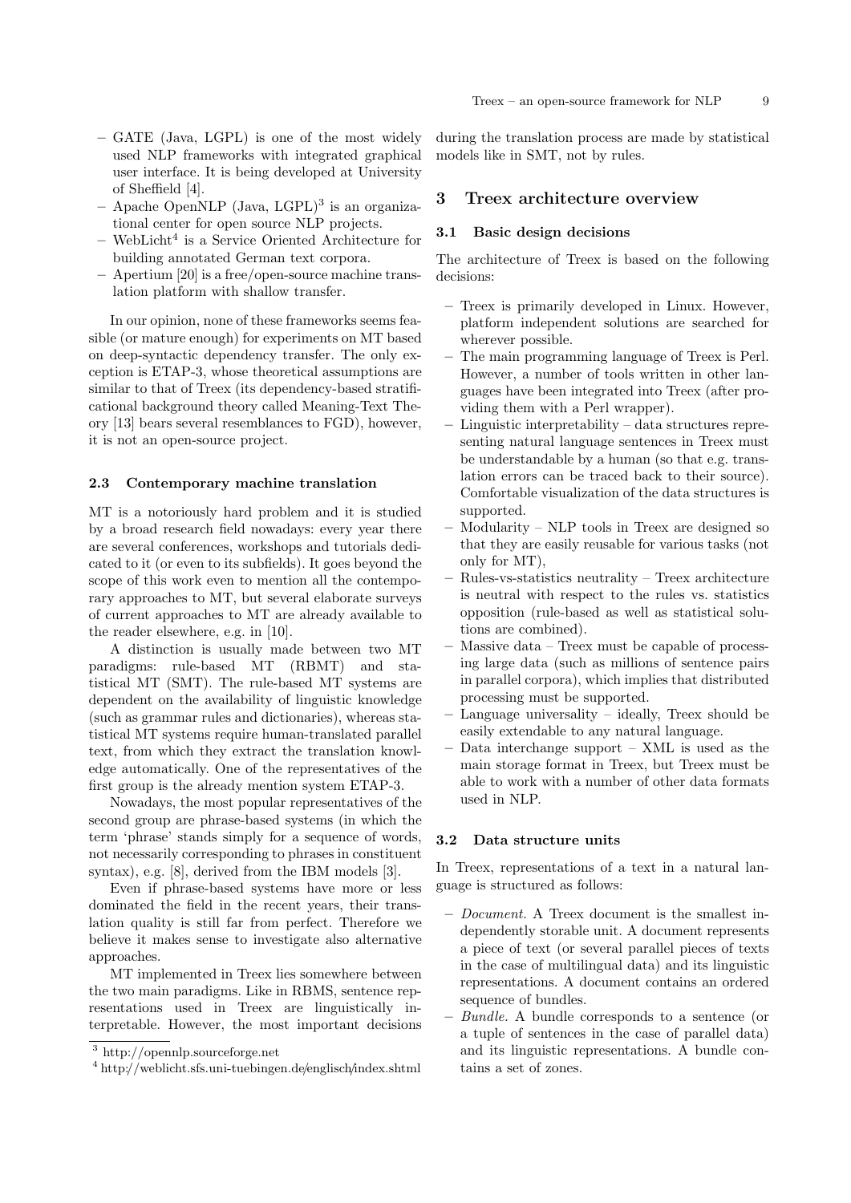– GATE (Java, LGPL) is one of the most widely used NLP frameworks with integrated graphical user interface. It is being developed at University of Sheffield [4].
– Apache OpenNLP (Java, LGPL)[3] is an organizational center for open source NLP projects.
– WebLicht[4] is a Service Oriented Architecture for building annotated German text corpora.
– Apertium [20] is a free/open-source machine translation platform with shallow transfer.

In our opinion, none of these frameworks seems feasible (or mature enough) for experiments on MT based on deep-syntactic dependency transfer. The only exception is ETAP-3, whose theoretical assumptions are similar to that of Treex (its dependency-based stratificational background theory called Meaning-Text Theory [13] bears several resemblances to FGD), however, it is not an open-source project.

### 2.3 Contemporary machine translation

MT is a notoriously hard problem and it is studied by a broad research field nowadays: every year there are several conferences, workshops and tutorials dedicated to it (or even to its subfields). It goes beyond the scope of this work even to mention all the contemporary approaches to MT, but several elaborate surveys of current approaches to MT are already available to the reader elsewhere, e.g. in [10].

A distinction is usually made between two MT paradigms: rule-based MT (RBMT) and statistical MT (SMT). The rule-based MT systems are dependent on the availability of linguistic knowledge (such as grammar rules and dictionaries), whereas statistical MT systems require human-translated parallel text, from which they extract the translation knowledge automatically. One of the representatives of the first group is the already mention system ETAP-3.

Nowadays, the most popular representatives of the second group are phrase-based systems (in which the term 'phrase' stands simply for a sequence of words, not necessarily corresponding to phrases in constituent syntax), e.g. [8], derived from the IBM models [3].

Even if phrase-based systems have more or less dominated the field in the recent years, their translation quality is still far from perfect. Therefore we believe it makes sense to investigate also alternative approaches.

MT implemented in Treex lies somewhere between the two main paradigms. Like in RBMS, sentence representations used in Treex are linguistically interpretable. However, the most important decisions during the translation process are made by statistical models like in SMT, not by rules.

[3] http://opennlp.sourceforge.net

[4] http://weblicht.sfs.uni-tuebingen.de/englisch/index.shtml

## 3 Treex architecture overview

### 3.1 Basic design decisions

The architecture of Treex is based on the following decisions:

– Treex is primarily developed in Linux. However, platform independent solutions are searched for wherever possible.
– The main programming language of Treex is Perl. However, a number of tools written in other languages have been integrated into Treex (after providing them with a Perl wrapper).
– Linguistic interpretability – data structures representing natural language sentences in Treex must be understandable by a human (so that e.g. translation errors can be traced back to their source). Comfortable visualization of the data structures is supported.
– Modularity – NLP tools in Treex are designed so that they are easily reusable for various tasks (not only for MT),
– Rules-vs-statistics neutrality – Treex architecture is neutral with respect to the rules vs. statistics opposition (rule-based as well as statistical solutions are combined).
– Massive data – Treex must be capable of processing large data (such as millions of sentence pairs in parallel corpora), which implies that distributed processing must be supported.
– Language universality – ideally, Treex should be easily extendable to any natural language.
– Data interchange support – XML is used as the main storage format in Treex, but Treex must be able to work with a number of other data formats used in NLP.

### 3.2 Data structure units

In Treex, representations of a text in a natural language is structured as follows:

– *Document.* A Treex document is the smallest independently storable unit. A document represents a piece of text (or several parallel pieces of texts in the case of multilingual data) and its linguistic representations. A document contains an ordered sequence of bundles.
– *Bundle.* A bundle corresponds to a sentence (or a tuple of sentences in the case of parallel data) and its linguistic representations. A bundle contains a set of zones.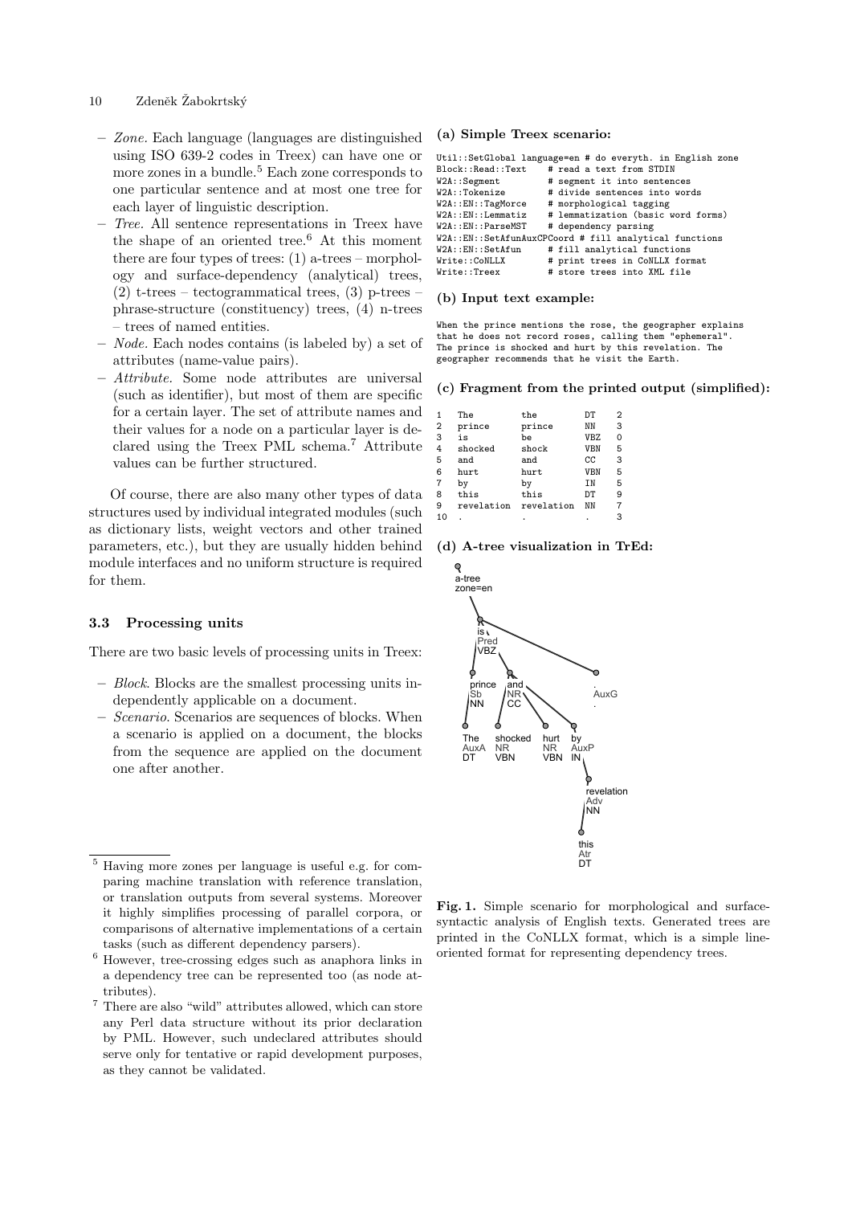- *Zone*. Each language (languages are distinguished using ISO 639-2 codes in Treex) can have one or more zones in a bundle.[5] Each zone corresponds to one particular sentence and at most one tree for each layer of linguistic description.
- *Tree*. All sentence representations in Treex have the shape of an oriented tree.[6] At this moment there are four types of trees: (1) a-trees – morphology and surface-dependency (analytical) trees, (2) t-trees – tectogrammatical trees, (3) p-trees – phrase-structure (constituency) trees, (4) n-trees – trees of named entities.
- *Node*. Each nodes contains (is labeled by) a set of attributes (name-value pairs).
- *Attribute*. Some node attributes are universal (such as identifier), but most of them are specific for a certain layer. The set of attribute names and their values for a node on a particular layer is declared using the Treex PML schema.[7] Attribute values can be further structured.

Of course, there are also many other types of data structures used by individual integrated modules (such as dictionary lists, weight vectors and other trained parameters, etc.), but they are usually hidden behind module interfaces and no uniform structure is required for them.

### 3.3 Processing units

There are two basic levels of processing units in Treex:

- *Block*. Blocks are the smallest processing units independently applicable on a document.
- *Scenario*. Scenarios are sequences of blocks. When a scenario is applied on a document, the blocks from the sequence are applied on the document one after another.

**(a) Simple Treex scenario:**

```
Util::SetGlobal language=en # do everyth. in English zone
Block::Read::Text    # read a text from STDIN
W2A::Segment         # segment it into sentences
W2A::Tokenize        # divide sentences into words
W2A::EN::TagMorce    # morphological tagging
W2A::EN::Lemmatiz    # lemmatization (basic word forms)
W2A::EN::ParseMST    # dependency parsing
W2A::EN::SetAfunAuxCPCoord # fill analytical functions
W2A::EN::SetAfun     # fill analytical functions
Write::CoNLLX        # print trees in CoNLLX format
Write::Treex         # store trees into XML file
```

**(b) Input text example:**

```
When the prince mentions the rose, the geographer explains
that he does not record roses, calling them "ephemeral".
The prince is shocked and hurt by this revelation. The
geographer recommends that he visit the Earth.
```

**(c) Fragment from the printed output (simplified):**

```
1   The         the         DT   2
2   prince      prince      NN   3
3   is          be          VBZ  0
4   shocked     shock       VBN  5
5   and         and         CC   3
6   hurt        hurt        VBN  5
7   by          by          IN   5
8   this        this        DT   9
9   revelation  revelation  NN   7
10  .           .           .    3
```

**(d) A-tree visualization in TrEd:**

**Fig. 1.** Simple scenario for morphological and surface-syntactic analysis of English texts. Generated trees are printed in the CoNLLX format, which is a simple line-oriented format for representing dependency trees.

---

[5] Having more zones per language is useful e.g. for comparing machine translation with reference translation, or translation outputs from several systems. Moreover it highly simplifies processing of parallel corpora, or comparisons of alternative implementations of a certain tasks (such as different dependency parsers).

[6] However, tree-crossing edges such as anaphora links in a dependency tree can be represented too (as node attributes).

[7] There are also "wild" attributes allowed, which can store any Perl data structure without its prior declaration by PML. However, such undeclared attributes should serve only for tentative or rapid development purposes, as they cannot be validated.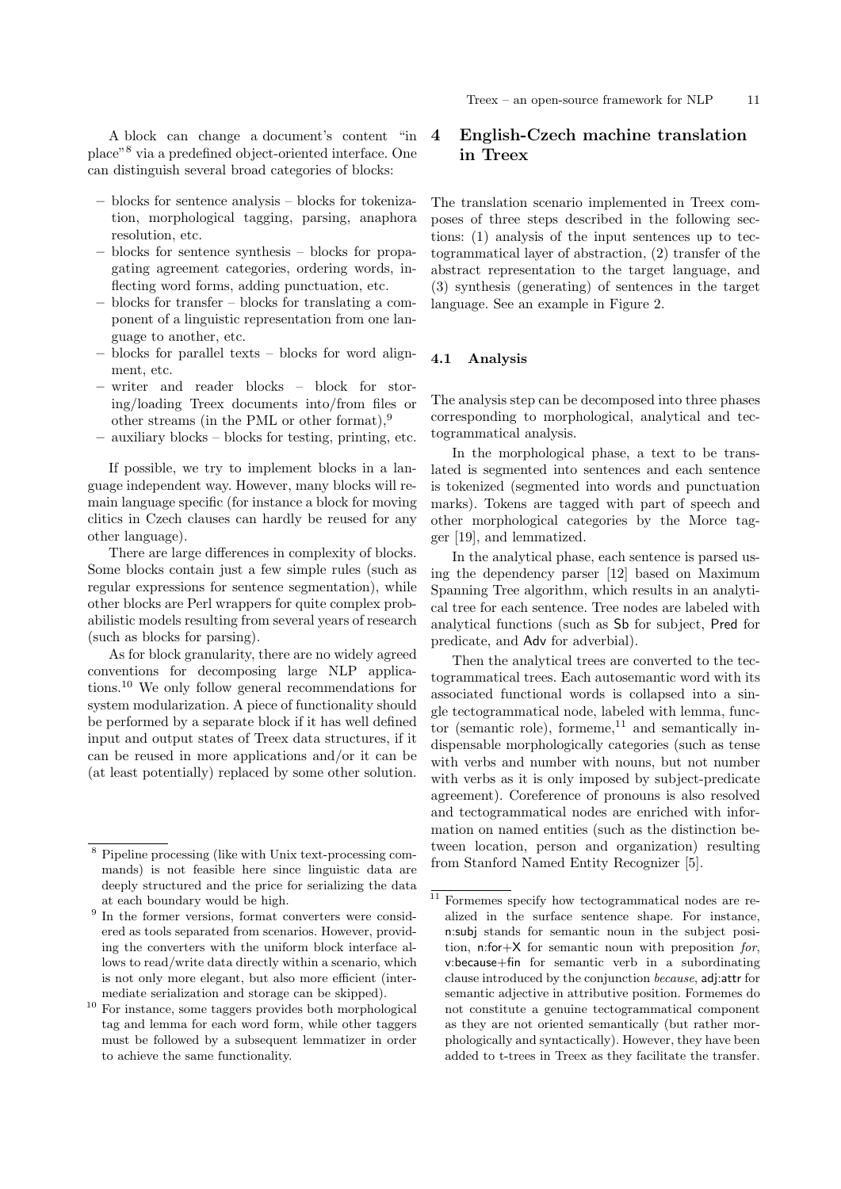A block can change a document's content "in place"[8] via a predefined object-oriented interface. One can distinguish several broad categories of blocks:

– blocks for sentence analysis – blocks for tokenization, morphological tagging, parsing, anaphora resolution, etc.
– blocks for sentence synthesis – blocks for propagating agreement categories, ordering words, inflecting word forms, adding punctuation, etc.
– blocks for transfer – blocks for translating a component of a linguistic representation from one language to another, etc.
– blocks for parallel texts – blocks for word alignment, etc.
– writer and reader blocks – block for storing/loading Treex documents into/from files or other streams (in the PML or other format),[9]
– auxiliary blocks – blocks for testing, printing, etc.

If possible, we try to implement blocks in a language independent way. However, many blocks will remain language specific (for instance a block for moving clitics in Czech clauses can hardly be reused for any other language).

There are large differences in complexity of blocks. Some blocks contain just a few simple rules (such as regular expressions for sentence segmentation), while other blocks are Perl wrappers for quite complex probabilistic models resulting from several years of research (such as blocks for parsing).

As for block granularity, there are no widely agreed conventions for decomposing large NLP applications.[10] We only follow general recommendations for system modularization. A piece of functionality should be performed by a separate block if it has well defined input and output states of Treex data structures, if it can be reused in more applications and/or it can be (at least potentially) replaced by some other solution.

[8] Pipeline processing (like with Unix text-processing commands) is not feasible here since linguistic data are deeply structured and the price for serializing the data at each boundary would be high.

[9] In the former versions, format converters were considered as tools separated from scenarios. However, providing the converters with the uniform block interface allows to read/write data directly within a scenario, which is not only more elegant, but also more efficient (intermediate serialization and storage can be skipped).

[10] For instance, some taggers provides both morphological tag and lemma for each word form, while other taggers must be followed by a subsequent lemmatizer in order to achieve the same functionality.

## 4 English-Czech machine translation in Treex

The translation scenario implemented in Treex composes of three steps described in the following sections: (1) analysis of the input sentences up to tectogrammatical layer of abstraction, (2) transfer of the abstract representation to the target language, and (3) synthesis (generating) of sentences in the target language. See an example in Figure 2.

### 4.1 Analysis

The analysis step can be decomposed into three phases corresponding to morphological, analytical and tectogrammatical analysis.

In the morphological phase, a text to be translated is segmented into sentences and each sentence is tokenized (segmented into words and punctuation marks). Tokens are tagged with part of speech and other morphological categories by the Morce tagger [19], and lemmatized.

In the analytical phase, each sentence is parsed using the dependency parser [12] based on Maximum Spanning Tree algorithm, which results in an analytical tree for each sentence. Tree nodes are labeled with analytical functions (such as Sb for subject, Pred for predicate, and Adv for adverbial).

Then the analytical trees are converted to the tectogrammatical trees. Each autosemantic word with its associated functional words is collapsed into a single tectogrammatical node, labeled with lemma, functor (semantic role), formeme,[11] and semantically indispensable morphologically categories (such as tense with verbs and number with nouns, but not number with verbs as it is only imposed by subject-predicate agreement). Coreference of pronouns is also resolved and tectogrammatical nodes are enriched with information on named entities (such as the distinction between location, person and organization) resulting from Stanford Named Entity Recognizer [5].

[11] Formemes specify how tectogrammatical nodes are realized in the surface sentence shape. For instance, n:subj stands for semantic noun in the subject position, n:for+X for semantic noun with preposition *for*, v:because+fin for semantic verb in a subordinating clause introduced by the conjunction *because*, adj:attr for semantic adjective in attributive position. Formemes do not constitute a genuine tectogrammatical component as they are not oriented semantically (but rather morphologically and syntactically). However, they have been added to t-trees in Treex as they facilitate the transfer.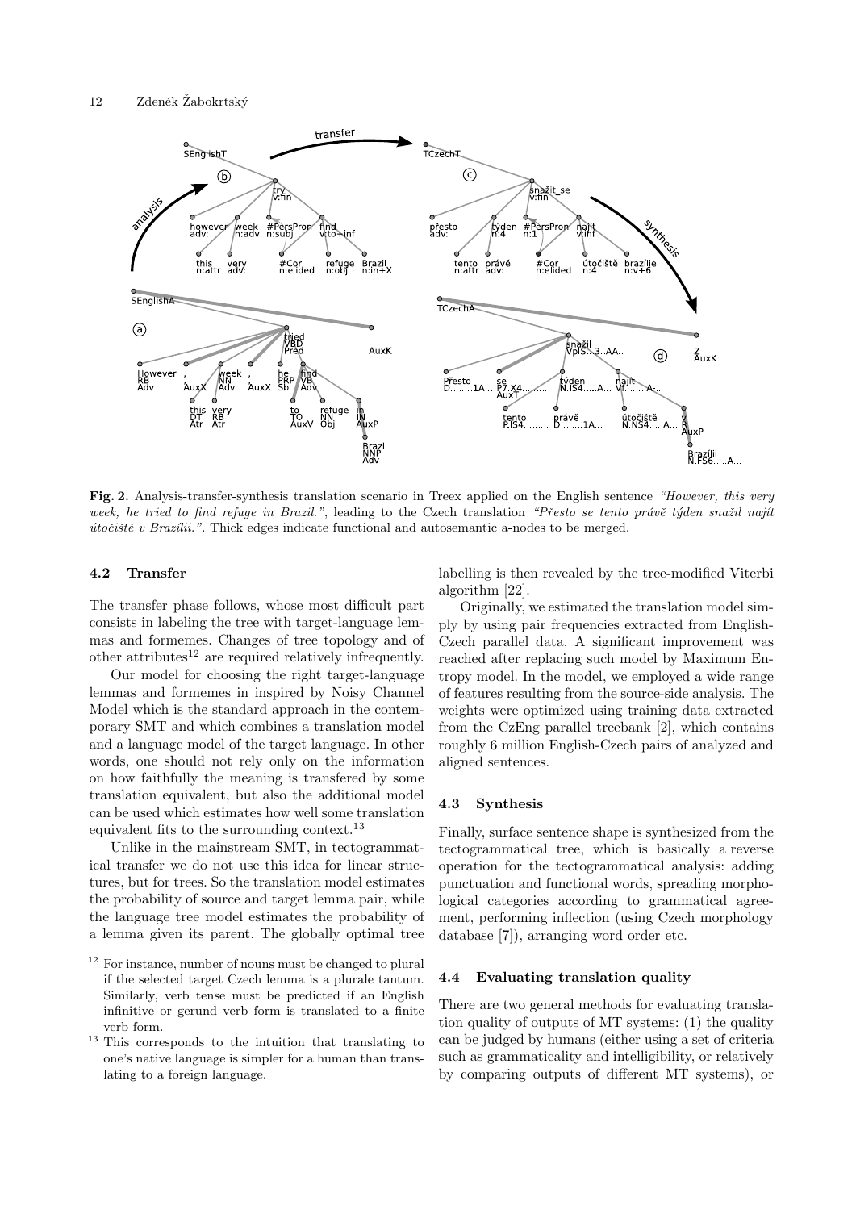**Fig. 2.** Analysis-transfer-synthesis translation scenario in Treex applied on the English sentence *"However, this very week, he tried to find refuge in Brazil."*, leading to the Czech translation *"Přesto se tento právě týden snažil najít útočiště v Brazílii."*. Thick edges indicate functional and autosemantic a-nodes to be merged.

### 4.2 Transfer

The transfer phase follows, whose most difficult part consists in labeling the tree with target-language lemmas and formemes. Changes of tree topology and of other attributes[12] are required relatively infrequently.

Our model for choosing the right target-language lemmas and formemes in inspired by Noisy Channel Model which is the standard approach in the contemporary SMT and which combines a translation model and a language model of the target language. In other words, one should not rely only on the information on how faithfully the meaning is transfered by some translation equivalent, but also the additional model can be used which estimates how well some translation equivalent fits to the surrounding context.[13]

Unlike in the mainstream SMT, in tectogrammatical transfer we do not use this idea for linear structures, but for trees. So the translation model estimates the probability of source and target lemma pair, while the language tree model estimates the probability of a lemma given its parent. The globally optimal tree labelling is then revealed by the tree-modified Viterbi algorithm [22].

Originally, we estimated the translation model simply by using pair frequencies extracted from English-Czech parallel data. A significant improvement was reached after replacing such model by Maximum Entropy model. In the model, we employed a wide range of features resulting from the source-side analysis. The weights were optimized using training data extracted from the CzEng parallel treebank [2], which contains roughly 6 million English-Czech pairs of analyzed and aligned sentences.

### 4.3 Synthesis

Finally, surface sentence shape is synthesized from the tectogrammatical tree, which is basically a reverse operation for the tectogrammatical analysis: adding punctuation and functional words, spreading morphological categories according to grammatical agreement, performing inflection (using Czech morphology database [7]), arranging word order etc.

### 4.4 Evaluating translation quality

There are two general methods for evaluating translation quality of outputs of MT systems: (1) the quality can be judged by humans (either using a set of criteria such as grammaticality and intelligibility, or relatively by comparing outputs of different MT systems), or

---

[12] For instance, number of nouns must be changed to plural if the selected target Czech lemma is a plurale tantum. Similarly, verb tense must be predicted if an English infinitive or gerund verb form is translated to a finite verb form.

[13] This corresponds to the intuition that translating to one's native language is simpler for a human than translating to a foreign language.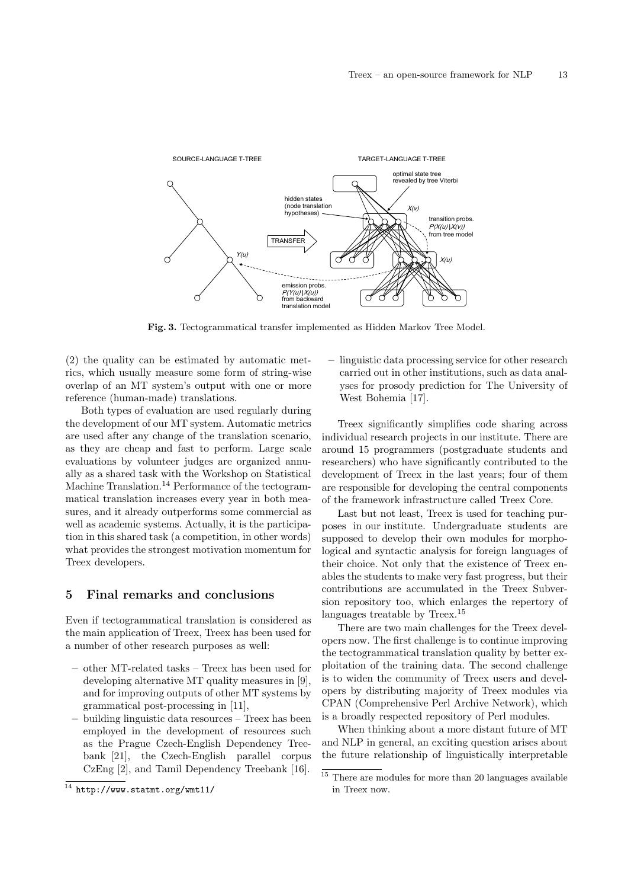Fig. 3. Tectogrammatical transfer implemented as Hidden Markov Tree Model.

(2) the quality can be estimated by automatic metrics, which usually measure some form of string-wise overlap of an MT system's output with one or more reference (human-made) translations.

Both types of evaluation are used regularly during the development of our MT system. Automatic metrics are used after any change of the translation scenario, as they are cheap and fast to perform. Large scale evaluations by volunteer judges are organized annually as a shared task with the Workshop on Statistical Machine Translation.[14] Performance of the tectogrammatical translation increases every year in both measures, and it already outperforms some commercial as well as academic systems. Actually, it is the participation in this shared task (a competition, in other words) what provides the strongest motivation momentum for Treex developers.

## 5 Final remarks and conclusions

Even if tectogrammatical translation is considered as the main application of Treex, Treex has been used for a number of other research purposes as well:

- other MT-related tasks – Treex has been used for developing alternative MT quality measures in [9], and for improving outputs of other MT systems by grammatical post-processing in [11],
- building linguistic data resources – Treex has been employed in the development of resources such as the Prague Czech-English Dependency Treebank [21], the Czech-English parallel corpus CzEng [2], and Tamil Dependency Treebank [16].
- linguistic data processing service for other research carried out in other institutions, such as data analyses for prosody prediction for The University of West Bohemia [17].

Treex significantly simplifies code sharing across individual research projects in our institute. There are around 15 programmers (postgraduate students and researchers) who have significantly contributed to the development of Treex in the last years; four of them are responsible for developing the central components of the framework infrastructure called Treex Core.

Last but not least, Treex is used for teaching purposes in our institute. Undergraduate students are supposed to develop their own modules for morphological and syntactic analysis for foreign languages of their choice. Not only that the existence of Treex enables the students to make very fast progress, but their contributions are accumulated in the Treex Subversion repository too, which enlarges the repertory of languages treatable by Treex.[15]

There are two main challenges for the Treex developers now. The first challenge is to continue improving the tectogrammatical translation quality by better exploitation of the training data. The second challenge is to widen the community of Treex users and developers by distributing majority of Treex modules via CPAN (Comprehensive Perl Archive Network), which is a broadly respected repository of Perl modules.

When thinking about a more distant future of MT and NLP in general, an exciting question arises about the future relationship of linguistically interpretable

[14] http://www.statmt.org/wmt11/

[15] There are modules for more than 20 languages available in Treex now.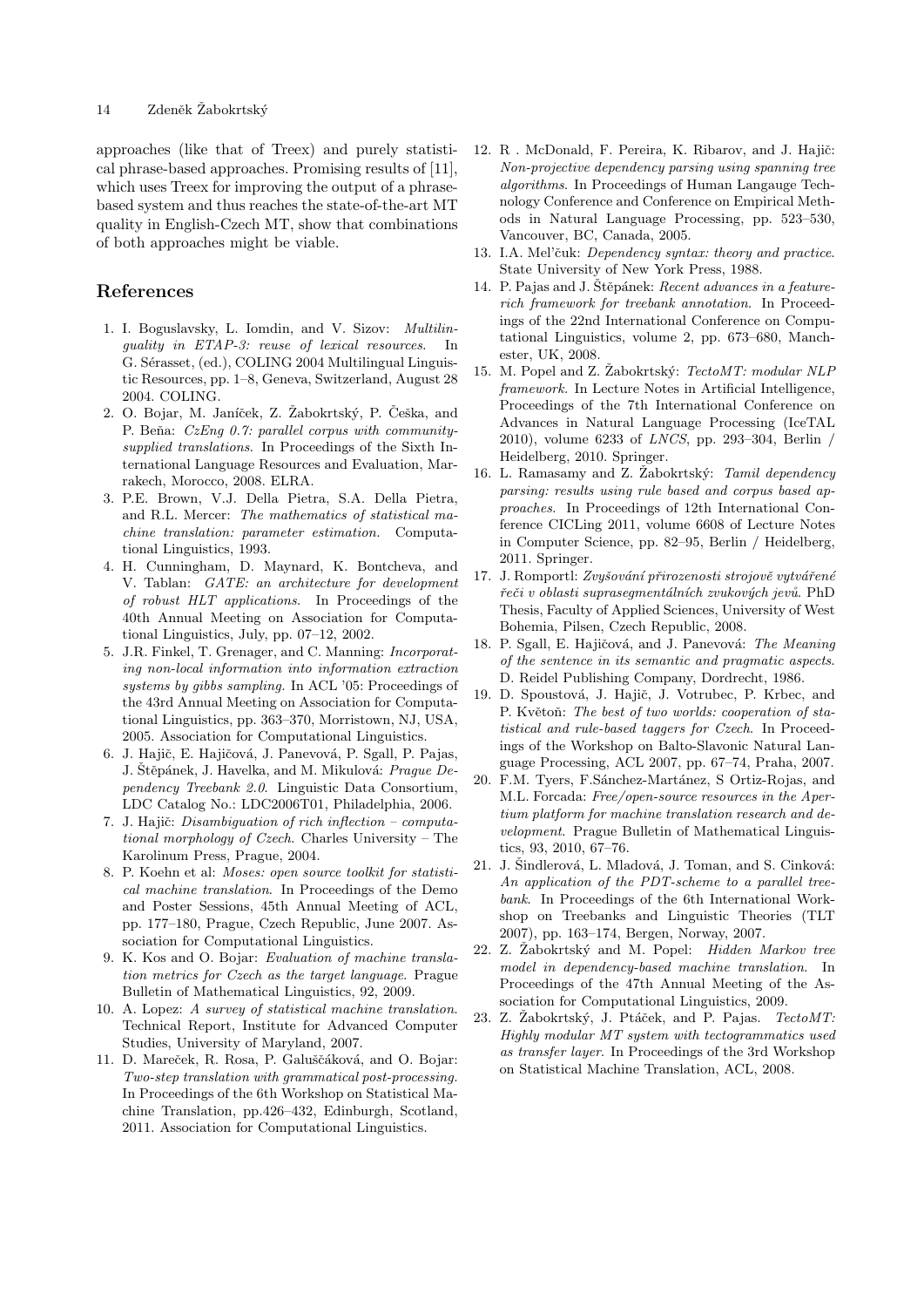approaches (like that of Treex) and purely statistical phrase-based approaches. Promising results of [11], which uses Treex for improving the output of a phrase-based system and thus reaches the state-of-the-art MT quality in English-Czech MT, show that combinations of both approaches might be viable.

## References

1. I. Boguslavsky, L. Iomdin, and V. Sizov: *Multilinguality in ETAP-3: reuse of lexical resources*. In G. Sérasset, (ed.), COLING 2004 Multilingual Linguistic Resources, pp. 1–8, Geneva, Switzerland, August 28 2004. COLING.
2. O. Bojar, M. Janíček, Z. Žabokrtský, P. Češka, and P. Beňa: *CzEng 0.7: parallel corpus with community-supplied translations*. In Proceedings of the Sixth International Language Resources and Evaluation, Marrakech, Morocco, 2008. ELRA.
3. P.E. Brown, V.J. Della Pietra, S.A. Della Pietra, and R.L. Mercer: *The mathematics of statistical machine translation: parameter estimation*. Computational Linguistics, 1993.
4. H. Cunningham, D. Maynard, K. Bontcheva, and V. Tablan: *GATE: an architecture for development of robust HLT applications*. In Proceedings of the 40th Annual Meeting on Association for Computational Linguistics, July, pp. 07–12, 2002.
5. J.R. Finkel, T. Grenager, and C. Manning: *Incorporating non-local information into information extraction systems by gibbs sampling*. In ACL '05: Proceedings of the 43rd Annual Meeting on Association for Computational Linguistics, pp. 363–370, Morristown, NJ, USA, 2005. Association for Computational Linguistics.
6. J. Hajič, E. Hajičová, J. Panevová, P. Sgall, P. Pajas, J. Štěpánek, J. Havelka, and M. Mikulová: *Prague Dependency Treebank 2.0*. Linguistic Data Consortium, LDC Catalog No.: LDC2006T01, Philadelphia, 2006.
7. J. Hajič: *Disambiguation of rich inflection – computational morphology of Czech*. Charles University – The Karolinum Press, Prague, 2004.
8. P. Koehn et al: *Moses: open source toolkit for statistical machine translation*. In Proceedings of the Demo and Poster Sessions, 45th Annual Meeting of ACL, pp. 177–180, Prague, Czech Republic, June 2007. Association for Computational Linguistics.
9. K. Kos and O. Bojar: *Evaluation of machine translation metrics for Czech as the target language*. Prague Bulletin of Mathematical Linguistics, 92, 2009.
10. A. Lopez: *A survey of statistical machine translation*. Technical Report, Institute for Advanced Computer Studies, University of Maryland, 2007.
11. D. Mareček, R. Rosa, P. Galuščáková, and O. Bojar: *Two-step translation with grammatical post-processing*. In Proceedings of the 6th Workshop on Statistical Machine Translation, pp.426–432, Edinburgh, Scotland, 2011. Association for Computational Linguistics.
12. R . McDonald, F. Pereira, K. Ribarov, and J. Hajič: *Non-projective dependency parsing using spanning tree algorithms*. In Proceedings of Human Langauge Technology Conference and Conference on Empirical Methods in Natural Language Processing, pp. 523–530, Vancouver, BC, Canada, 2005.
13. I.A. Mel'čuk: *Dependency syntax: theory and practice*. State University of New York Press, 1988.
14. P. Pajas and J. Štěpánek: *Recent advances in a feature-rich framework for treebank annotation*. In Proceedings of the 22nd International Conference on Computational Linguistics, volume 2, pp. 673–680, Manchester, UK, 2008.
15. M. Popel and Z. Žabokrtský: *TectoMT: modular NLP framework*. In Lecture Notes in Artificial Intelligence, Proceedings of the 7th International Conference on Advances in Natural Language Processing (IceTAL 2010), volume 6233 of *LNCS*, pp. 293–304, Berlin / Heidelberg, 2010. Springer.
16. L. Ramasamy and Z. Žabokrtský: *Tamil dependency parsing: results using rule based and corpus based approaches*. In Proceedings of 12th International Conference CICLing 2011, volume 6608 of Lecture Notes in Computer Science, pp. 82–95, Berlin / Heidelberg, 2011. Springer.
17. J. Romportl: *Zvyšování přirozenosti strojově vytvářené řeči v oblasti suprasegmentálních zvukových jevů*. PhD Thesis, Faculty of Applied Sciences, University of West Bohemia, Pilsen, Czech Republic, 2008.
18. P. Sgall, E. Hajičová, and J. Panevová: *The Meaning of the sentence in its semantic and pragmatic aspects*. D. Reidel Publishing Company, Dordrecht, 1986.
19. D. Spoustová, J. Hajič, J. Votrubec, P. Krbec, and P. Květoň: *The best of two worlds: cooperation of statistical and rule-based taggers for Czech*. In Proceedings of the Workshop on Balto-Slavonic Natural Language Processing, ACL 2007, pp. 67–74, Praha, 2007.
20. F.M. Tyers, F.Sánchez-Martánez, S Ortiz-Rojas, and M.L. Forcada: *Free/open-source resources in the Apertium platform for machine translation research and development*. Prague Bulletin of Mathematical Linguistics, 93, 2010, 67–76.
21. J. Šindlerová, L. Mladová, J. Toman, and S. Cinková: *An application of the PDT-scheme to a parallel treebank*. In Proceedings of the 6th International Workshop on Treebanks and Linguistic Theories (TLT 2007), pp. 163–174, Bergen, Norway, 2007.
22. Z. Žabokrtský and M. Popel: *Hidden Markov tree model in dependency-based machine translation*. In Proceedings of the 47th Annual Meeting of the Association for Computational Linguistics, 2009.
23. Z. Žabokrtský, J. Ptáček, and P. Pajas. *TectoMT: Highly modular MT system with tectogrammatics used as transfer layer*. In Proceedings of the 3rd Workshop on Statistical Machine Translation, ACL, 2008.